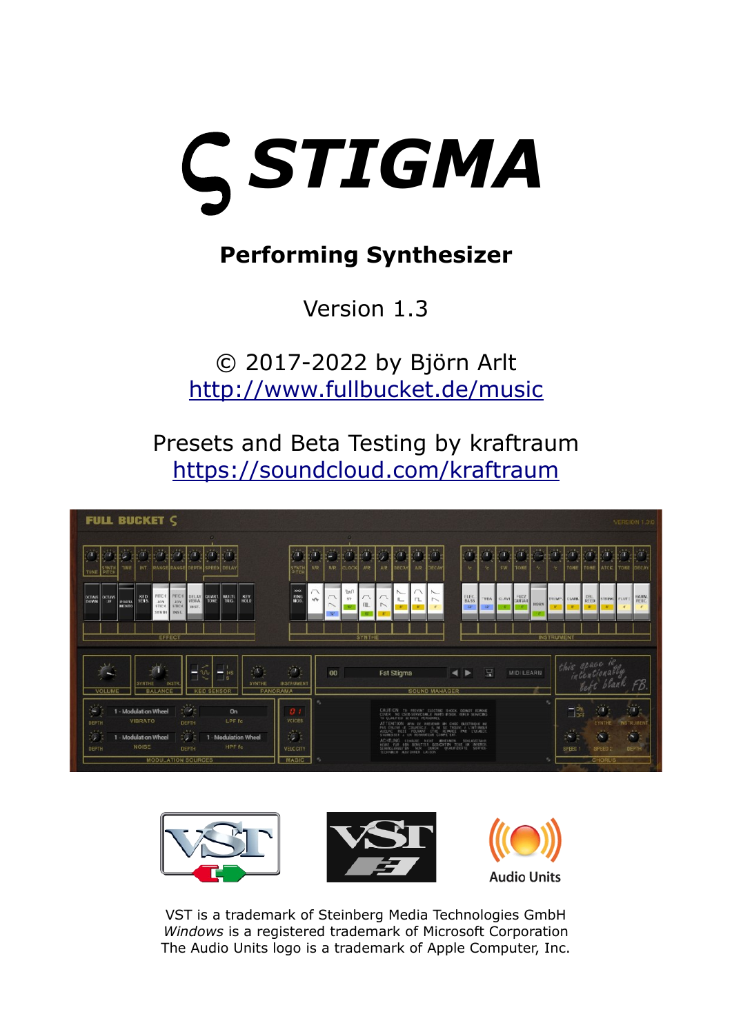# ς STIGMA

**Performing Synthesizer**

Version 1.3

© 2017-2022 by Björn Arlt
http://www.fullbucket.de/music

Presets and Beta Testing by kraftraum
https://soundcloud.com/kraftraum

VST is a trademark of Steinberg Media Technologies GmbH
*Windows* is a registered trademark of Microsoft Corporation
The Audio Units logo is a trademark of Apple Computer, Inc.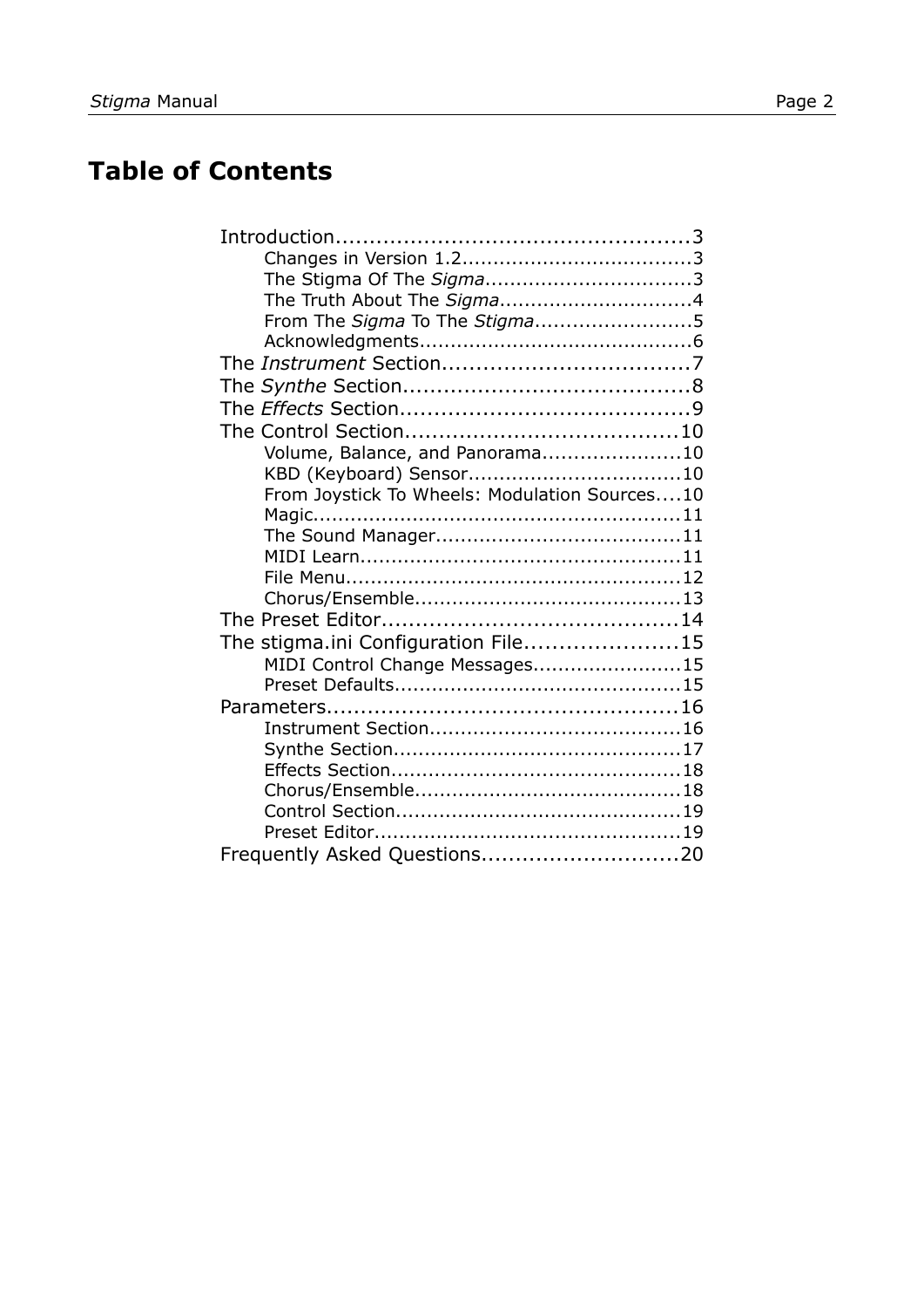# Table of Contents

- Introduction....................................................3
  - Changes in Version 1.2....................................3
  - The Stigma Of The *Sigma*.................................3
  - The Truth About The *Sigma*...............................4
  - From The *Sigma* To The *Stigma*.........................5
  - Acknowledgments...........................................6
- The *Instrument* Section....................................7
- The *Synthe* Section..........................................8
- The *Effects* Section..........................................9
- The Control Section........................................10
  - Volume, Balance, and Panorama......................10
  - KBD (Keyboard) Sensor..................................10
  - From Joystick To Wheels: Modulation Sources....10
  - Magic...........................................................11
  - The Sound Manager.......................................11
  - MIDI Learn...................................................11
  - File Menu.....................................................12
  - Chorus/Ensemble..........................................13
- The Preset Editor...........................................14
- The stigma.ini Configuration File......................15
  - MIDI Control Change Messages........................15
  - Preset Defaults.............................................15
- Parameters...................................................16
  - Instrument Section........................................16
  - Synthe Section..............................................17
  - Effects Section.............................................18
  - Chorus/Ensemble...........................................18
  - Control Section.............................................19
  - Preset Editor.................................................19
- Frequently Asked Questions.............................20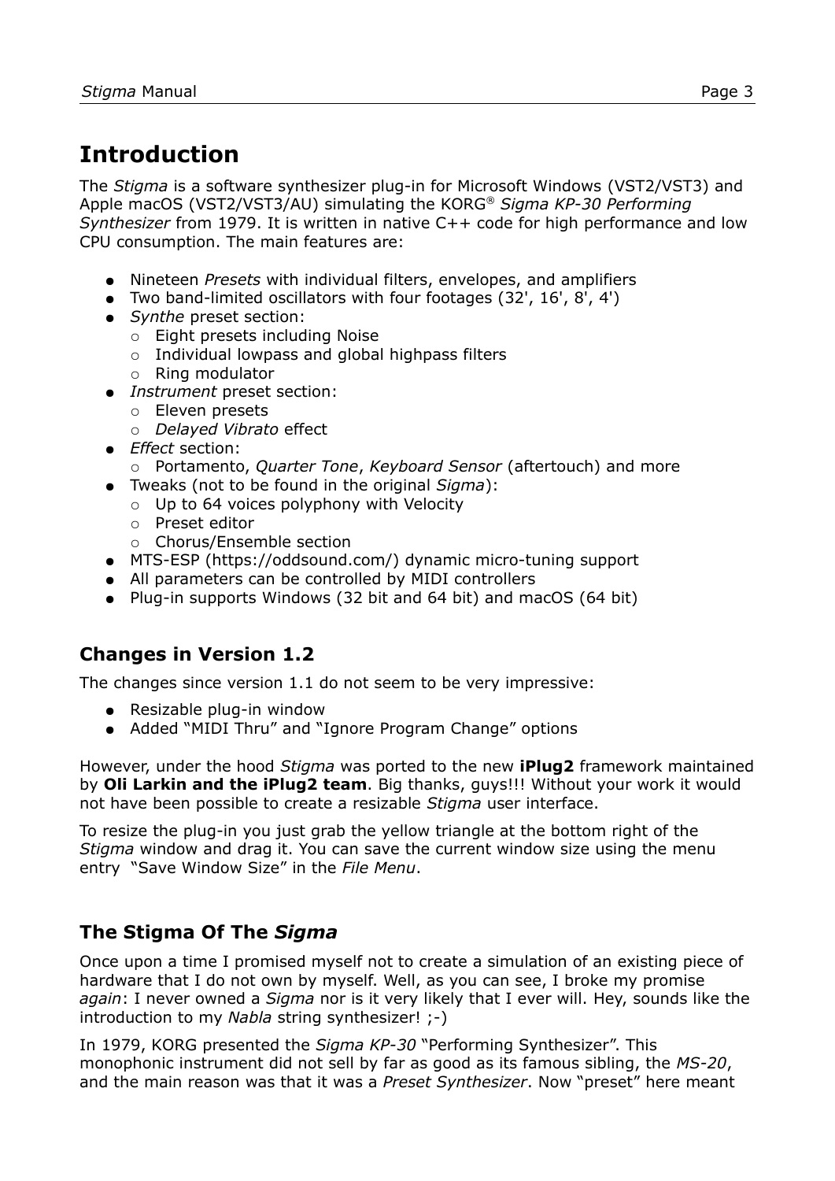# Introduction

The *Stigma* is a software synthesizer plug-in for Microsoft Windows (VST2/VST3) and Apple macOS (VST2/VST3/AU) simulating the KORG® *Sigma KP-30 Performing Synthesizer* from 1979. It is written in native C++ code for high performance and low CPU consumption. The main features are:

- Nineteen *Presets* with individual filters, envelopes, and amplifiers
- Two band-limited oscillators with four footages (32', 16', 8', 4')
- *Synthe* preset section:
  - Eight presets including Noise
  - Individual lowpass and global highpass filters
  - Ring modulator
- *Instrument* preset section:
  - Eleven presets
  - *Delayed Vibrato* effect
- *Effect* section:
  - Portamento, *Quarter Tone*, *Keyboard Sensor* (aftertouch) and more
- Tweaks (not to be found in the original *Sigma*):
  - Up to 64 voices polyphony with Velocity
  - Preset editor
  - Chorus/Ensemble section
- MTS-ESP (https://oddsound.com/) dynamic micro-tuning support
- All parameters can be controlled by MIDI controllers
- Plug-in supports Windows (32 bit and 64 bit) and macOS (64 bit)

## Changes in Version 1.2

The changes since version 1.1 do not seem to be very impressive:

- Resizable plug-in window
- Added “MIDI Thru” and “Ignore Program Change” options

However, under the hood *Stigma* was ported to the new **iPlug2** framework maintained by **Oli Larkin and the iPlug2 team**. Big thanks, guys!!! Without your work it would not have been possible to create a resizable *Stigma* user interface.

To resize the plug-in you just grab the yellow triangle at the bottom right of the *Stigma* window and drag it. You can save the current window size using the menu entry “Save Window Size” in the *File Menu*.

## The Stigma Of The *Sigma*

Once upon a time I promised myself not to create a simulation of an existing piece of hardware that I do not own by myself. Well, as you can see, I broke my promise *again*: I never owned a *Sigma* nor is it very likely that I ever will. Hey, sounds like the introduction to my *Nabla* string synthesizer! ;-)

In 1979, KORG presented the *Sigma KP-30* “Performing Synthesizer”. This monophonic instrument did not sell by far as good as its famous sibling, the *MS-20*, and the main reason was that it was a *Preset Synthesizer*. Now “preset” here meant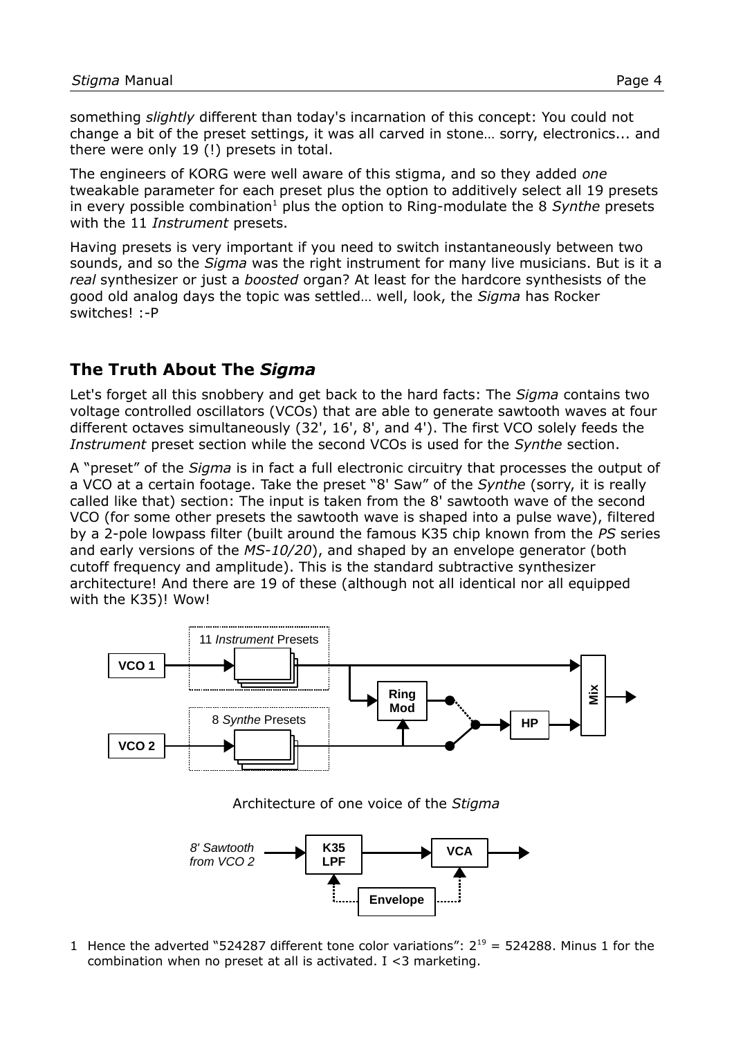something *slightly* different than today's incarnation of this concept: You could not change a bit of the preset settings, it was all carved in stone… sorry, electronics... and there were only 19 (!) presets in total.

The engineers of KORG were well aware of this stigma, and so they added *one* tweakable parameter for each preset plus the option to additively select all 19 presets in every possible combination[1] plus the option to Ring-modulate the 8 *Synthe* presets with the 11 *Instrument* presets.

Having presets is very important if you need to switch instantaneously between two sounds, and so the *Sigma* was the right instrument for many live musicians. But is it a *real* synthesizer or just a *boosted* organ? At least for the hardcore synthesists of the good old analog days the topic was settled… well, look, the *Sigma* has Rocker switches! :-P

## The Truth About The *Sigma*

Let's forget all this snobbery and get back to the hard facts: The *Sigma* contains two voltage controlled oscillators (VCOs) that are able to generate sawtooth waves at four different octaves simultaneously (32', 16', 8', and 4'). The first VCO solely feeds the *Instrument* preset section while the second VCOs is used for the *Synthe* section.

A "preset" of the *Sigma* is in fact a full electronic circuitry that processes the output of a VCO at a certain footage. Take the preset "8' Saw" of the *Synthe* (sorry, it is really called like that) section: The input is taken from the 8' sawtooth wave of the second VCO (for some other presets the sawtooth wave is shaped into a pulse wave), filtered by a 2-pole lowpass filter (built around the famous K35 chip known from the *PS* series and early versions of the *MS-10/20*), and shaped by an envelope generator (both cutoff frequency and amplitude). This is the standard subtractive synthesizer architecture! And there are 19 of these (although not all identical nor all equipped with the K35)! Wow!

Architecture of one voice of the *Stigma*

1 Hence the adverted "524287 different tone color variations": $2^{19} = 524288$. Minus 1 for the combination when no preset at all is activated. I <3 marketing.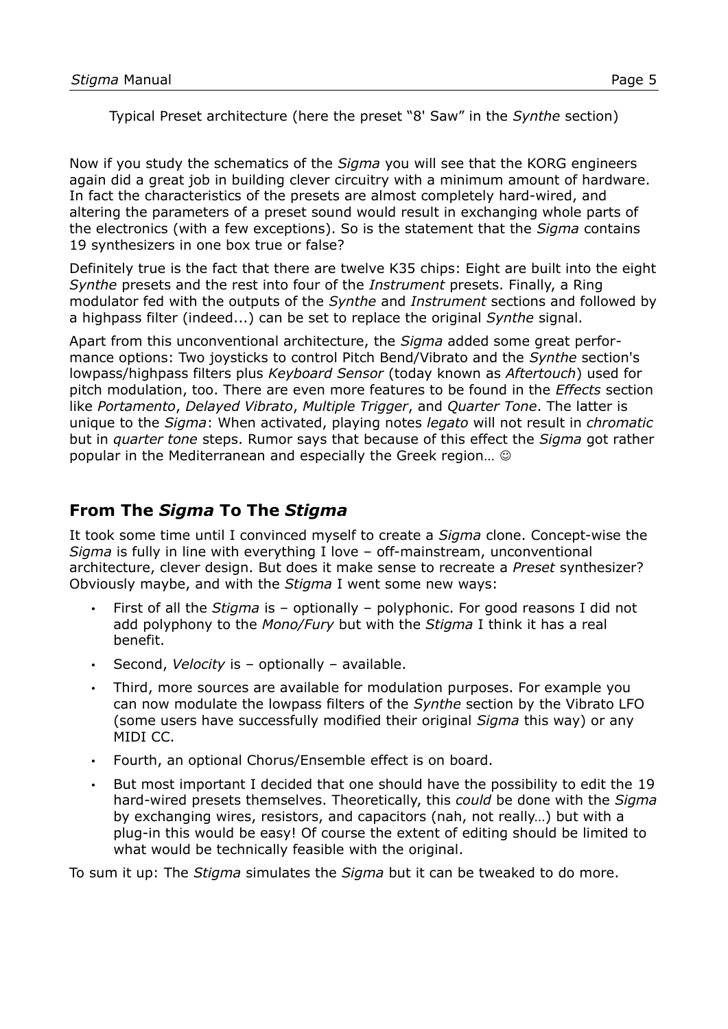Typical Preset architecture (here the preset "8' Saw" in the *Synthe* section)

Now if you study the schematics of the *Sigma* you will see that the KORG engineers again did a great job in building clever circuitry with a minimum amount of hardware. In fact the characteristics of the presets are almost completely hard-wired, and altering the parameters of a preset sound would result in exchanging whole parts of the electronics (with a few exceptions). So is the statement that the *Sigma* contains 19 synthesizers in one box true or false?

Definitely true is the fact that there are twelve K35 chips: Eight are built into the eight *Synthe* presets and the rest into four of the *Instrument* presets. Finally, a Ring modulator fed with the outputs of the *Synthe* and *Instrument* sections and followed by a highpass filter (indeed...) can be set to replace the original *Synthe* signal.

Apart from this unconventional architecture, the *Sigma* added some great performance options: Two joysticks to control Pitch Bend/Vibrato and the *Synthe* section's lowpass/highpass filters plus *Keyboard Sensor* (today known as *Aftertouch*) used for pitch modulation, too. There are even more features to be found in the *Effects* section like *Portamento*, *Delayed Vibrato*, *Multiple Trigger*, and *Quarter Tone*. The latter is unique to the *Sigma*: When activated, playing notes *legato* will not result in *chromatic* but in *quarter tone* steps. Rumor says that because of this effect the *Sigma* got rather popular in the Mediterranean and especially the Greek region… ☺

## From The *Sigma* To The *Stigma*

It took some time until I convinced myself to create a *Sigma* clone. Concept-wise the *Sigma* is fully in line with everything I love – off-mainstream, unconventional architecture, clever design. But does it make sense to recreate a *Preset* synthesizer? Obviously maybe, and with the *Stigma* I went some new ways:

- First of all the *Stigma* is – optionally – polyphonic. For good reasons I did not add polyphony to the *Mono/Fury* but with the *Stigma* I think it has a real benefit.
- Second, *Velocity* is – optionally – available.
- Third, more sources are available for modulation purposes. For example you can now modulate the lowpass filters of the *Synthe* section by the Vibrato LFO (some users have successfully modified their original *Sigma* this way) or any MIDI CC.
- Fourth, an optional Chorus/Ensemble effect is on board.
- But most important I decided that one should have the possibility to edit the 19 hard-wired presets themselves. Theoretically, this *could* be done with the *Sigma* by exchanging wires, resistors, and capacitors (nah, not really…) but with a plug-in this would be easy! Of course the extent of editing should be limited to what would be technically feasible with the original.

To sum it up: The *Stigma* simulates the *Sigma* but it can be tweaked to do more.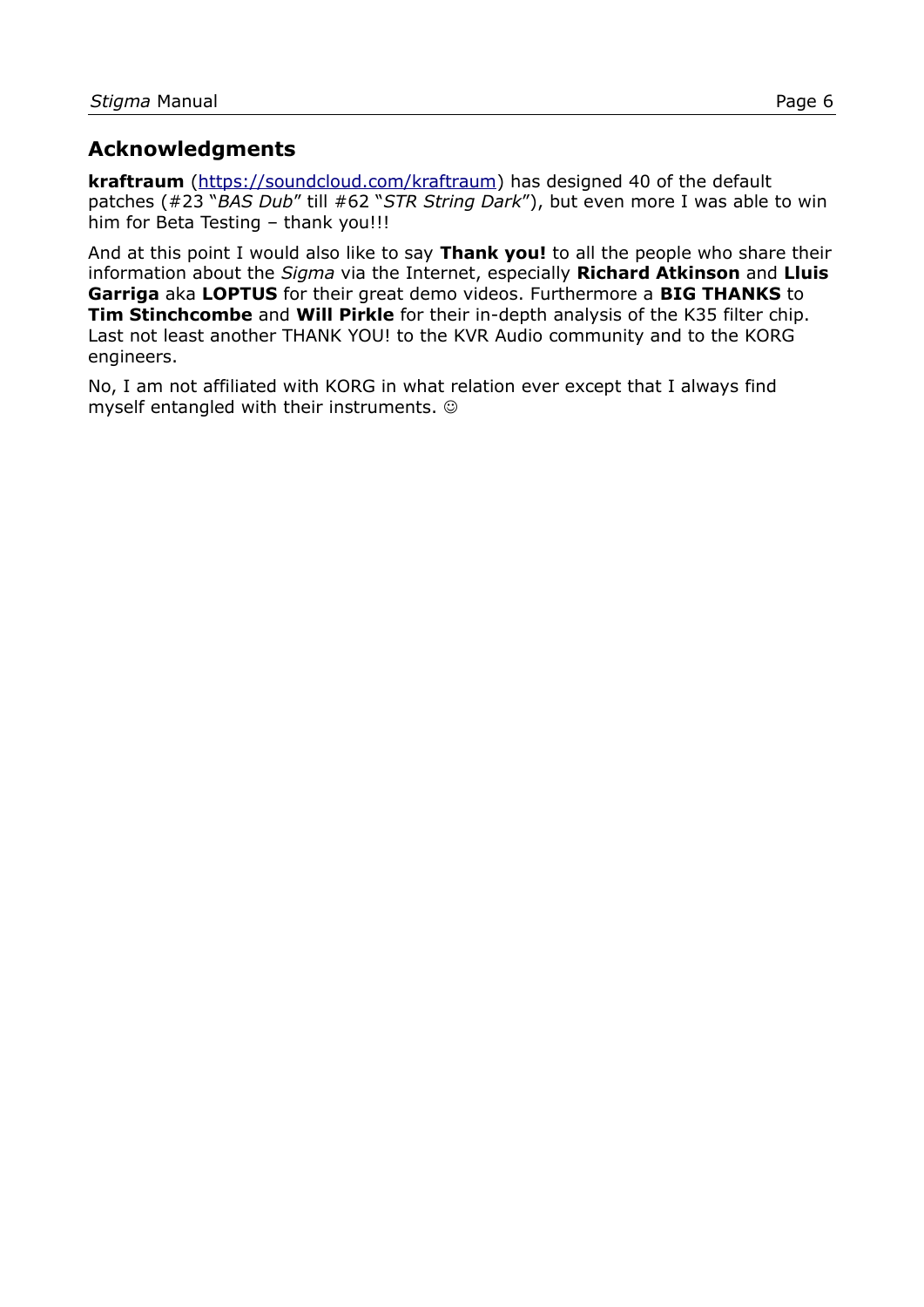## Acknowledgments

**kraftraum** ([https://soundcloud.com/kraftraum](https://soundcloud.com/kraftraum)) has designed 40 of the default patches (#23 "*BAS Dub*" till #62 "*STR String Dark*"), but even more I was able to win him for Beta Testing – thank you!!!

And at this point I would also like to say **Thank you!** to all the people who share their information about the *Sigma* via the Internet, especially **Richard Atkinson** and **Lluis Garriga** aka **LOPTUS** for their great demo videos. Furthermore a **BIG THANKS** to **Tim Stinchcombe** and **Will Pirkle** for their in-depth analysis of the K35 filter chip. Last not least another THANK YOU! to the KVR Audio community and to the KORG engineers.

No, I am not affiliated with KORG in what relation ever except that I always find myself entangled with their instruments. ☺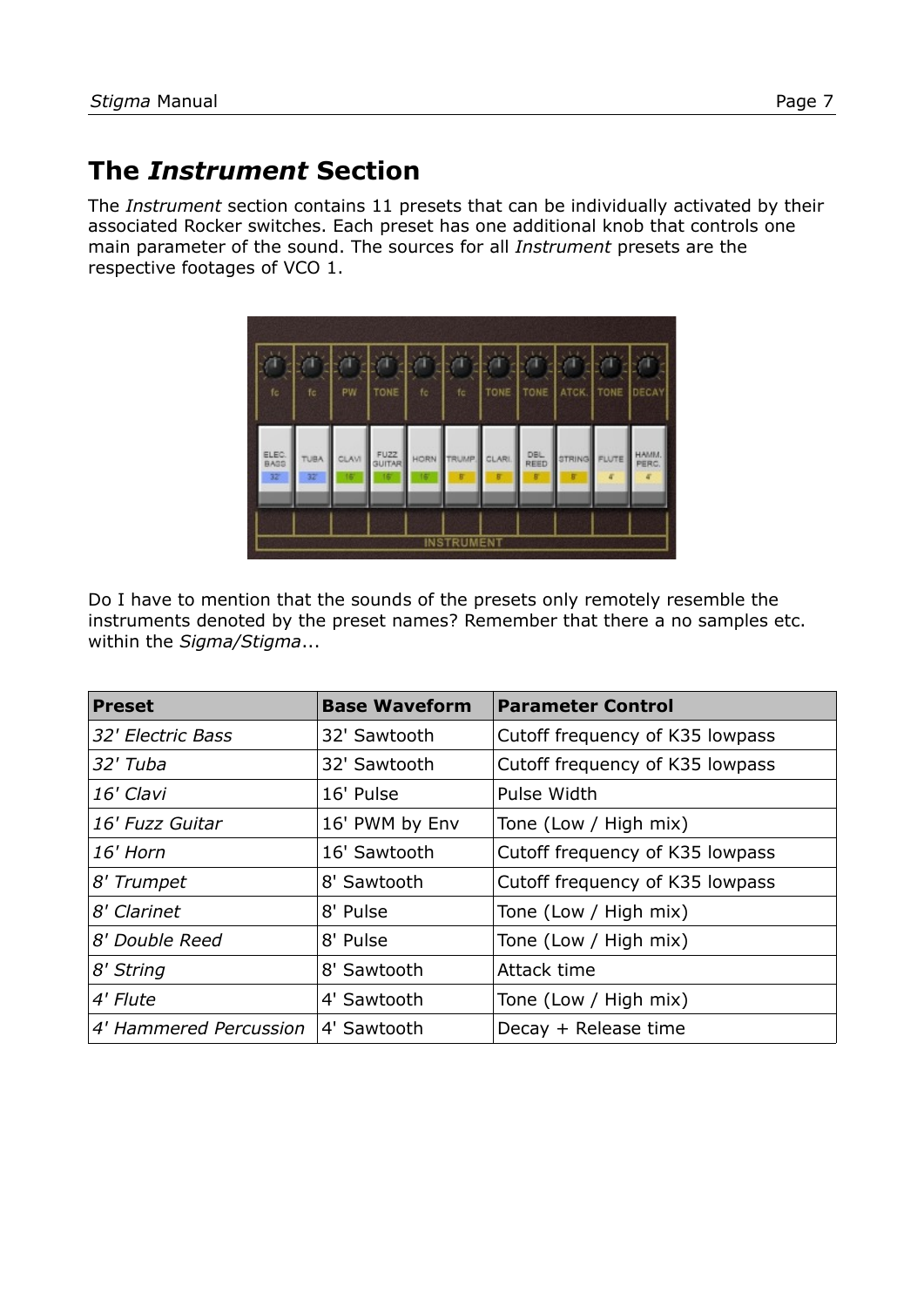## The *Instrument* Section

The *Instrument* section contains 11 presets that can be individually activated by their associated Rocker switches. Each preset has one additional knob that controls one main parameter of the sound. The sources for all *Instrument* presets are the respective footages of VCO 1.

Do I have to mention that the sounds of the presets only remotely resemble the instruments denoted by the preset names? Remember that there a no samples etc. within the *Sigma/Stigma*...

| **Preset** | **Base Waveform** | **Parameter Control** |
|---|---|---|
| *32' Electric Bass* | 32' Sawtooth | Cutoff frequency of K35 lowpass |
| *32' Tuba* | 32' Sawtooth | Cutoff frequency of K35 lowpass |
| *16' Clavi* | 16' Pulse | Pulse Width |
| *16' Fuzz Guitar* | 16' PWM by Env | Tone (Low / High mix) |
| *16' Horn* | 16' Sawtooth | Cutoff frequency of K35 lowpass |
| *8' Trumpet* | 8' Sawtooth | Cutoff frequency of K35 lowpass |
| *8' Clarinet* | 8' Pulse | Tone (Low / High mix) |
| *8' Double Reed* | 8' Pulse | Tone (Low / High mix) |
| *8' String* | 8' Sawtooth | Attack time |
| *4' Flute* | 4' Sawtooth | Tone (Low / High mix) |
| *4' Hammered Percussion* | 4' Sawtooth | Decay + Release time |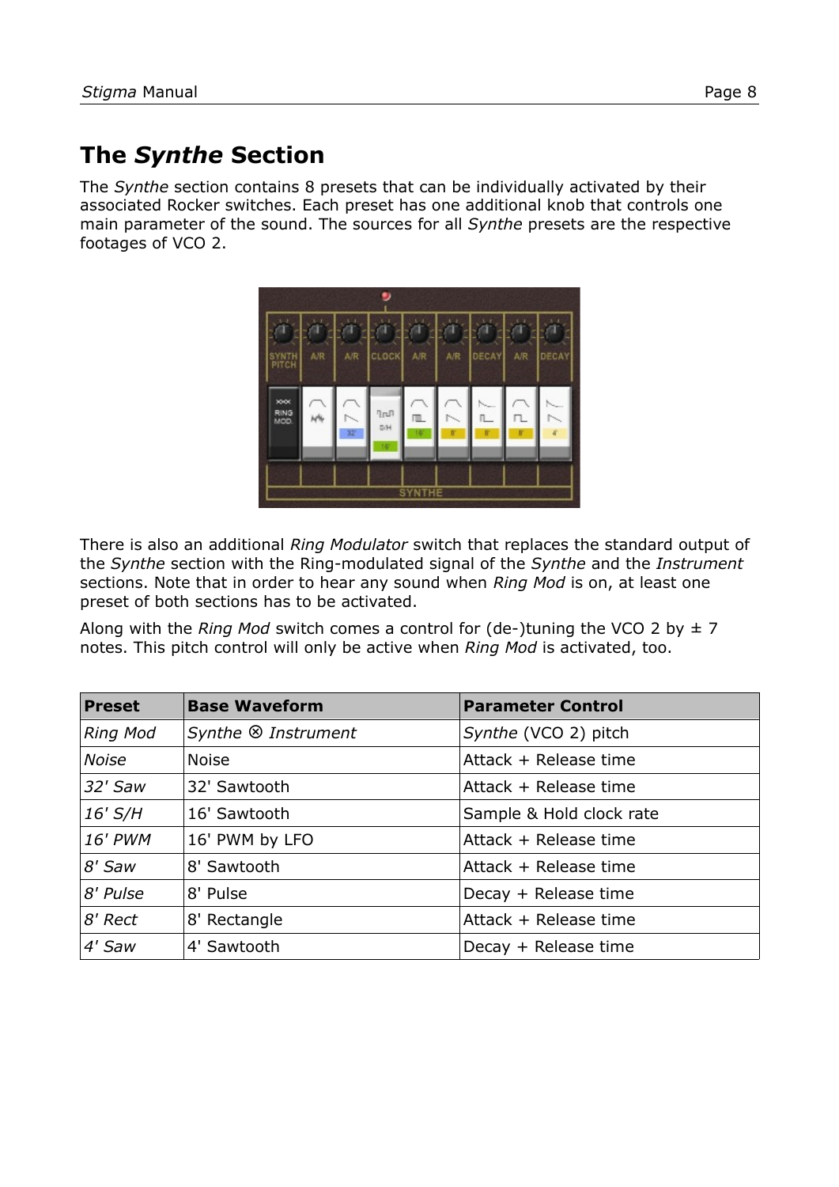## The *Synthe* Section

The *Synthe* section contains 8 presets that can be individually activated by their associated Rocker switches. Each preset has one additional knob that controls one main parameter of the sound. The sources for all *Synthe* presets are the respective footages of VCO 2.

There is also an additional *Ring Modulator* switch that replaces the standard output of the *Synthe* section with the Ring-modulated signal of the *Synthe* and the *Instrument* sections. Note that in order to hear any sound when *Ring Mod* is on, at least one preset of both sections has to be activated.

Along with the *Ring Mod* switch comes a control for (de-)tuning the VCO 2 by ± 7 notes. This pitch control will only be active when *Ring Mod* is activated, too.

| **Preset** | **Base Waveform** | **Parameter Control** |
|---|---|---|
| *Ring Mod* | *Synthe* ⊗ *Instrument* | *Synthe* (VCO 2) pitch |
| *Noise* | Noise | Attack + Release time |
| *32' Saw* | 32' Sawtooth | Attack + Release time |
| *16' S/H* | 16' Sawtooth | Sample & Hold clock rate |
| *16' PWM* | 16' PWM by LFO | Attack + Release time |
| *8' Saw* | 8' Sawtooth | Attack + Release time |
| *8' Pulse* | 8' Pulse | Decay + Release time |
| *8' Rect* | 8' Rectangle | Attack + Release time |
| *4' Saw* | 4' Sawtooth | Decay + Release time |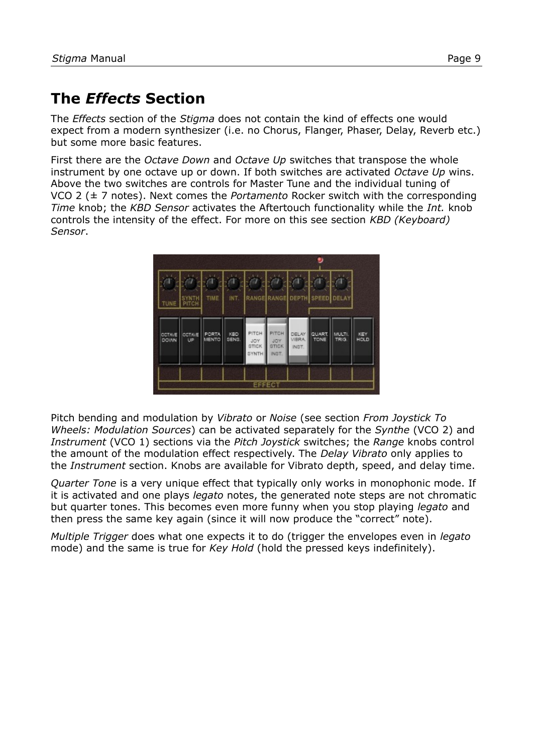# The *Effects* Section

The *Effects* section of the *Stigma* does not contain the kind of effects one would expect from a modern synthesizer (i.e. no Chorus, Flanger, Phaser, Delay, Reverb etc.) but some more basic features.

First there are the *Octave Down* and *Octave Up* switches that transpose the whole instrument by one octave up or down. If both switches are activated *Octave Up* wins. Above the two switches are controls for Master Tune and the individual tuning of VCO 2 (± 7 notes). Next comes the *Portamento* Rocker switch with the corresponding *Time* knob; the *KBD Sensor* activates the Aftertouch functionality while the *Int.* knob controls the intensity of the effect. For more on this see section *KBD (Keyboard) Sensor*.

Pitch bending and modulation by *Vibrato* or *Noise* (see section *From Joystick To Wheels: Modulation Sources*) can be activated separately for the *Synthe* (VCO 2) and *Instrument* (VCO 1) sections via the *Pitch Joystick* switches; the *Range* knobs control the amount of the modulation effect respectively. The *Delay Vibrato* only applies to the *Instrument* section. Knobs are available for Vibrato depth, speed, and delay time.

*Quarter Tone* is a very unique effect that typically only works in monophonic mode. If it is activated and one plays *legato* notes, the generated note steps are not chromatic but quarter tones. This becomes even more funny when you stop playing *legato* and then press the same key again (since it will now produce the "correct" note).

*Multiple Trigger* does what one expects it to do (trigger the envelopes even in *legato* mode) and the same is true for *Key Hold* (hold the pressed keys indefinitely).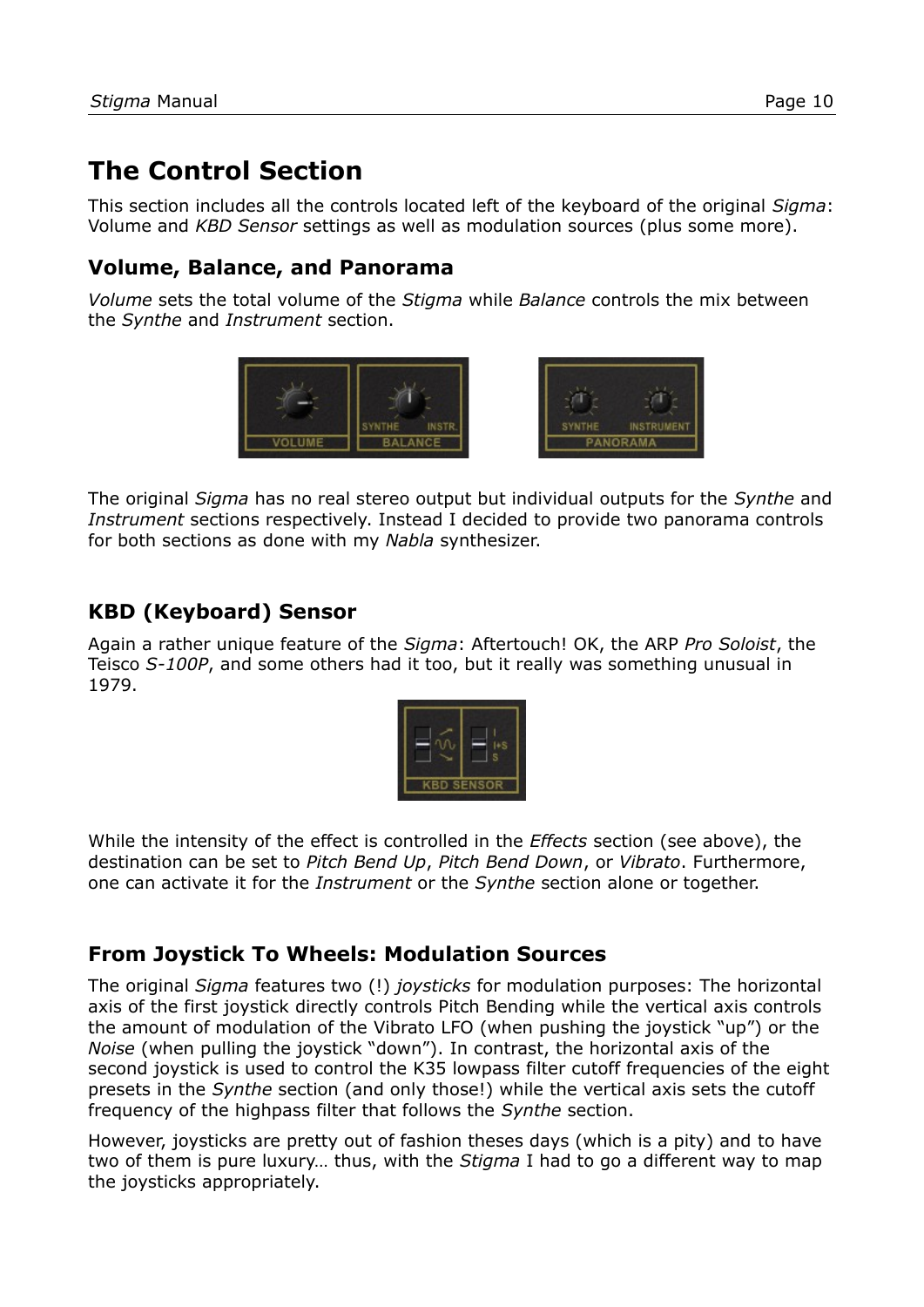# The Control Section

This section includes all the controls located left of the keyboard of the original *Sigma*: Volume and *KBD Sensor* settings as well as modulation sources (plus some more).

## Volume, Balance, and Panorama

*Volume* sets the total volume of the *Stigma* while *Balance* controls the mix between the *Synthe* and *Instrument* section.

The original *Sigma* has no real stereo output but individual outputs for the *Synthe* and *Instrument* sections respectively. Instead I decided to provide two panorama controls for both sections as done with my *Nabla* synthesizer.

## KBD (Keyboard) Sensor

Again a rather unique feature of the *Sigma*: Aftertouch! OK, the ARP *Pro Soloist*, the Teisco *S-100P*, and some others had it too, but it really was something unusual in 1979.

While the intensity of the effect is controlled in the *Effects* section (see above), the destination can be set to *Pitch Bend Up*, *Pitch Bend Down*, or *Vibrato*. Furthermore, one can activate it for the *Instrument* or the *Synthe* section alone or together.

## From Joystick To Wheels: Modulation Sources

The original *Sigma* features two (!) *joysticks* for modulation purposes: The horizontal axis of the first joystick directly controls Pitch Bending while the vertical axis controls the amount of modulation of the Vibrato LFO (when pushing the joystick "up") or the *Noise* (when pulling the joystick "down"). In contrast, the horizontal axis of the second joystick is used to control the K35 lowpass filter cutoff frequencies of the eight presets in the *Synthe* section (and only those!) while the vertical axis sets the cutoff frequency of the highpass filter that follows the *Synthe* section.

However, joysticks are pretty out of fashion theses days (which is a pity) and to have two of them is pure luxury… thus, with the *Stigma* I had to go a different way to map the joysticks appropriately.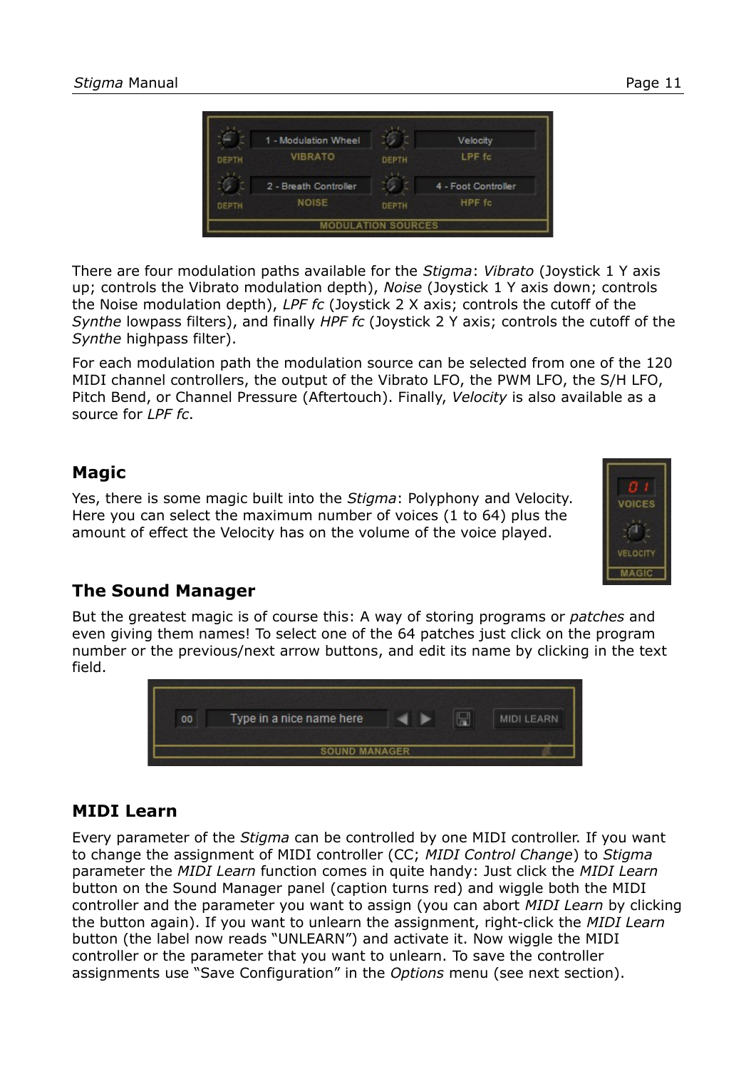There are four modulation paths available for the *Stigma*: *Vibrato* (Joystick 1 Y axis up; controls the Vibrato modulation depth), *Noise* (Joystick 1 Y axis down; controls the Noise modulation depth), *LPF fc* (Joystick 2 X axis; controls the cutoff of the *Synthe* lowpass filters), and finally *HPF fc* (Joystick 2 Y axis; controls the cutoff of the *Synthe* highpass filter).

For each modulation path the modulation source can be selected from one of the 120 MIDI channel controllers, the output of the Vibrato LFO, the PWM LFO, the S/H LFO, Pitch Bend, or Channel Pressure (Aftertouch). Finally, *Velocity* is also available as a source for *LPF fc*.

## Magic

Yes, there is some magic built into the *Stigma*: Polyphony and Velocity. Here you can select the maximum number of voices (1 to 64) plus the amount of effect the Velocity has on the volume of the voice played.

## The Sound Manager

But the greatest magic is of course this: A way of storing programs or *patches* and even giving them names! To select one of the 64 patches just click on the program number or the previous/next arrow buttons, and edit its name by clicking in the text field.

## MIDI Learn

Every parameter of the *Stigma* can be controlled by one MIDI controller. If you want to change the assignment of MIDI controller (CC; *MIDI Control Change*) to *Stigma* parameter the *MIDI Learn* function comes in quite handy: Just click the *MIDI Learn* button on the Sound Manager panel (caption turns red) and wiggle both the MIDI controller and the parameter you want to assign (you can abort *MIDI Learn* by clicking the button again). If you want to unlearn the assignment, right-click the *MIDI Learn* button (the label now reads “UNLEARN”) and activate it. Now wiggle the MIDI controller or the parameter that you want to unlearn. To save the controller assignments use “Save Configuration” in the *Options* menu (see next section).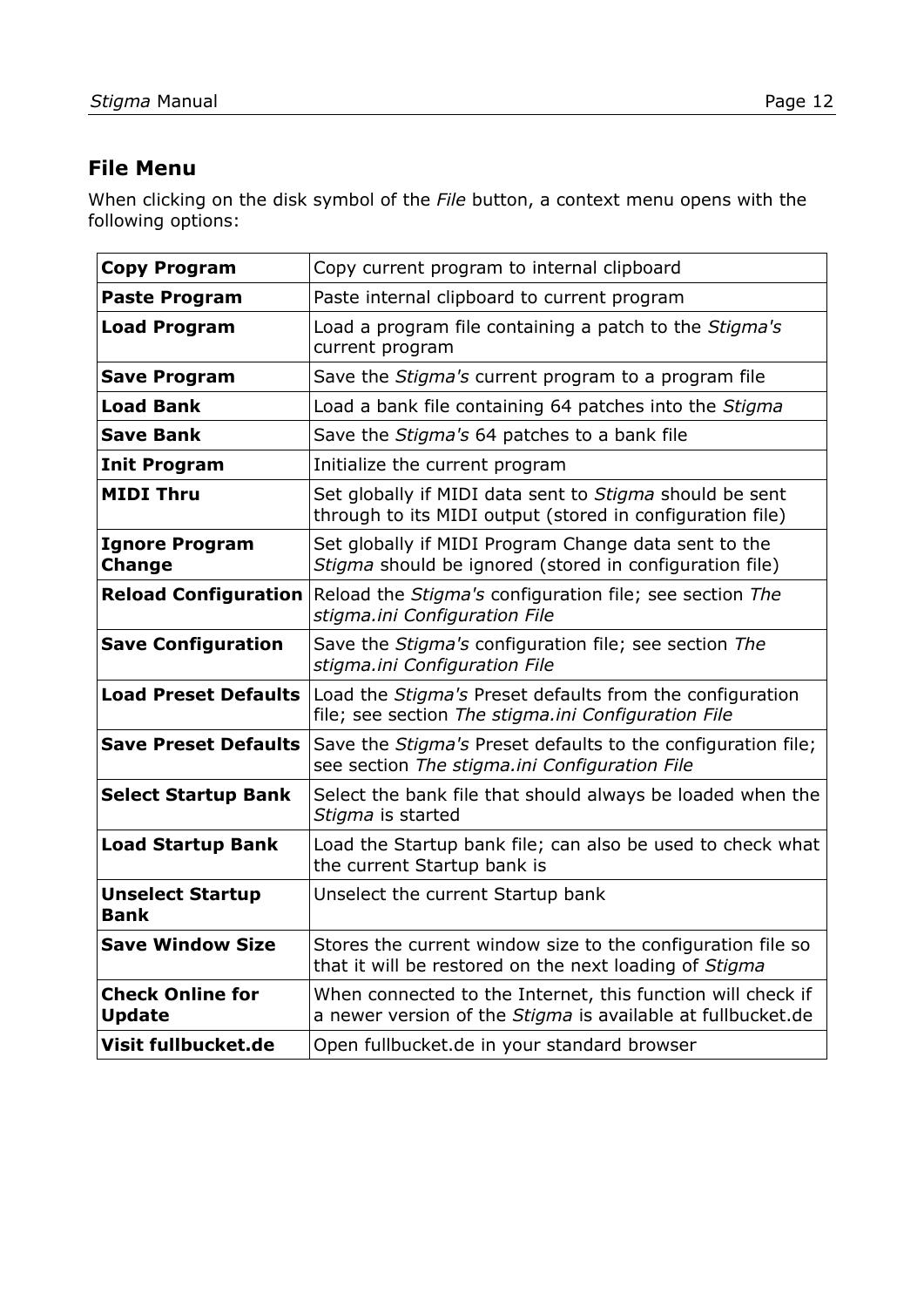## File Menu

When clicking on the disk symbol of the *File* button, a context menu opens with the following options:

| | |
|---|---|
| **Copy Program** | Copy current program to internal clipboard |
| **Paste Program** | Paste internal clipboard to current program |
| **Load Program** | Load a program file containing a patch to the *Stigma's* current program |
| **Save Program** | Save the *Stigma's* current program to a program file |
| **Load Bank** | Load a bank file containing 64 patches into the *Stigma* |
| **Save Bank** | Save the *Stigma's* 64 patches to a bank file |
| **Init Program** | Initialize the current program |
| **MIDI Thru** | Set globally if MIDI data sent to *Stigma* should be sent through to its MIDI output (stored in configuration file) |
| **Ignore Program Change** | Set globally if MIDI Program Change data sent to the *Stigma* should be ignored (stored in configuration file) |
| **Reload Configuration** | Reload the *Stigma's* configuration file; see section *The stigma.ini Configuration File* |
| **Save Configuration** | Save the *Stigma's* configuration file; see section *The stigma.ini Configuration File* |
| **Load Preset Defaults** | Load the *Stigma's* Preset defaults from the configuration file; see section *The stigma.ini Configuration File* |
| **Save Preset Defaults** | Save the *Stigma's* Preset defaults to the configuration file; see section *The stigma.ini Configuration File* |
| **Select Startup Bank** | Select the bank file that should always be loaded when the *Stigma* is started |
| **Load Startup Bank** | Load the Startup bank file; can also be used to check what the current Startup bank is |
| **Unselect Startup Bank** | Unselect the current Startup bank |
| **Save Window Size** | Stores the current window size to the configuration file so that it will be restored on the next loading of *Stigma* |
| **Check Online for Update** | When connected to the Internet, this function will check if a newer version of the *Stigma* is available at fullbucket.de |
| **Visit fullbucket.de** | Open fullbucket.de in your standard browser |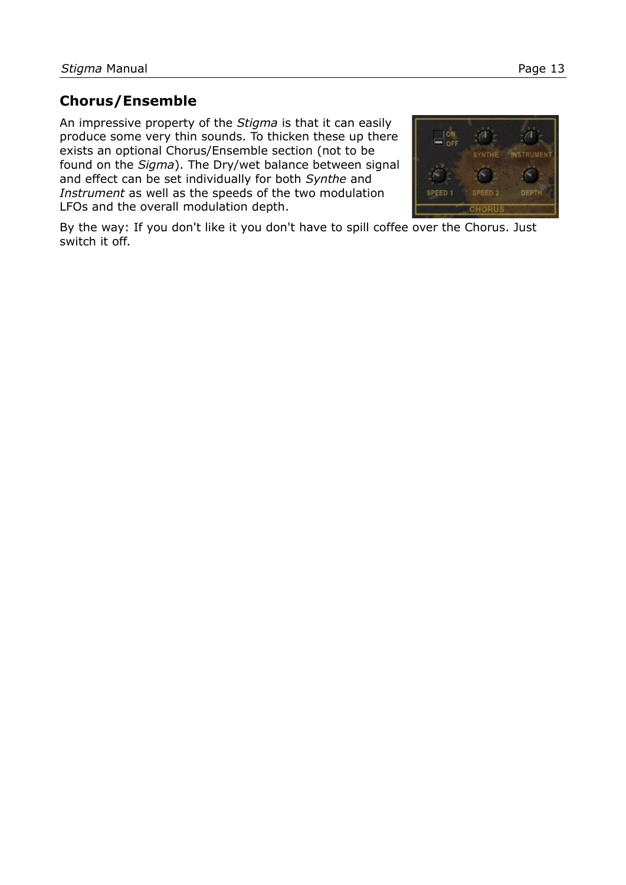## Chorus/Ensemble

An impressive property of the *Stigma* is that it can easily produce some very thin sounds. To thicken these up there exists an optional Chorus/Ensemble section (not to be found on the *Sigma*). The Dry/wet balance between signal and effect can be set individually for both *Synthe* and *Instrument* as well as the speeds of the two modulation LFOs and the overall modulation depth.

By the way: If you don't like it you don't have to spill coffee over the Chorus. Just switch it off.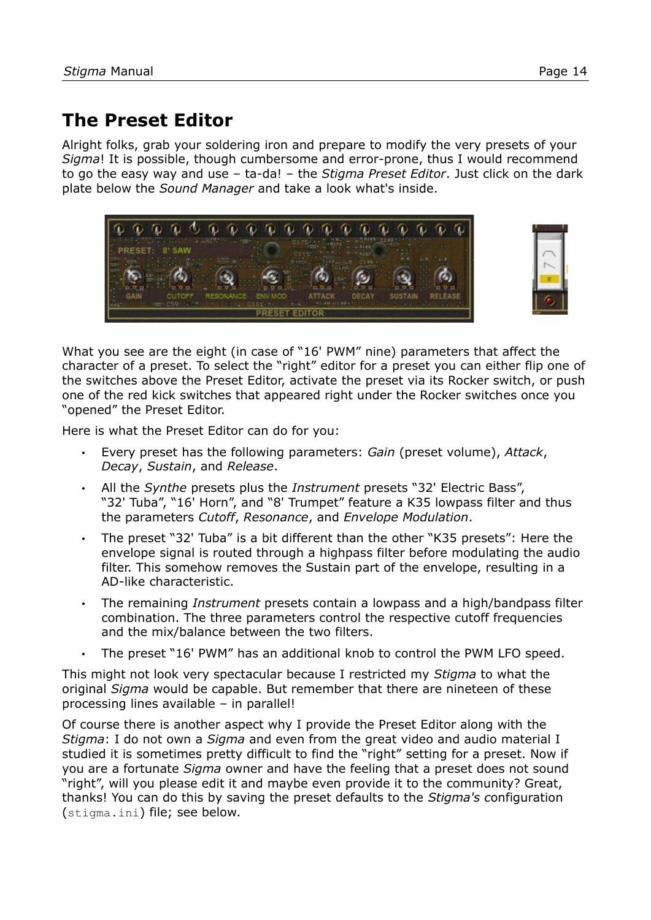## The Preset Editor

Alright folks, grab your soldering iron and prepare to modify the very presets of your *Sigma*! It is possible, though cumbersome and error-prone, thus I would recommend to go the easy way and use – ta-da! – the *Stigma Preset Editor*. Just click on the dark plate below the *Sound Manager* and take a look what's inside.

What you see are the eight (in case of "16' PWM" nine) parameters that affect the character of a preset. To select the "right" editor for a preset you can either flip one of the switches above the Preset Editor, activate the preset via its Rocker switch, or push one of the red kick switches that appeared right under the Rocker switches once you "opened" the Preset Editor.

Here is what the Preset Editor can do for you:

- Every preset has the following parameters: *Gain* (preset volume), *Attack*, *Decay*, *Sustain*, and *Release*.
- All the *Synthe* presets plus the *Instrument* presets "32' Electric Bass", "32' Tuba", "16' Horn", and "8' Trumpet" feature a K35 lowpass filter and thus the parameters *Cutoff*, *Resonance*, and *Envelope Modulation*.
- The preset "32' Tuba" is a bit different than the other "K35 presets": Here the envelope signal is routed through a highpass filter before modulating the audio filter. This somehow removes the Sustain part of the envelope, resulting in a AD-like characteristic.
- The remaining *Instrument* presets contain a lowpass and a high/bandpass filter combination. The three parameters control the respective cutoff frequencies and the mix/balance between the two filters.
- The preset "16' PWM" has an additional knob to control the PWM LFO speed.

This might not look very spectacular because I restricted my *Stigma* to what the original *Sigma* would be capable. But remember that there are nineteen of these processing lines available – in parallel!

Of course there is another aspect why I provide the Preset Editor along with the *Stigma*: I do not own a *Sigma* and even from the great video and audio material I studied it is sometimes pretty difficult to find the "right" setting for a preset. Now if you are a fortunate *Sigma* owner and have the feeling that a preset does not sound "right", will you please edit it and maybe even provide it to the community? Great, thanks! You can do this by saving the preset defaults to the *Stigma's* configuration (`stigma.ini`) file; see below.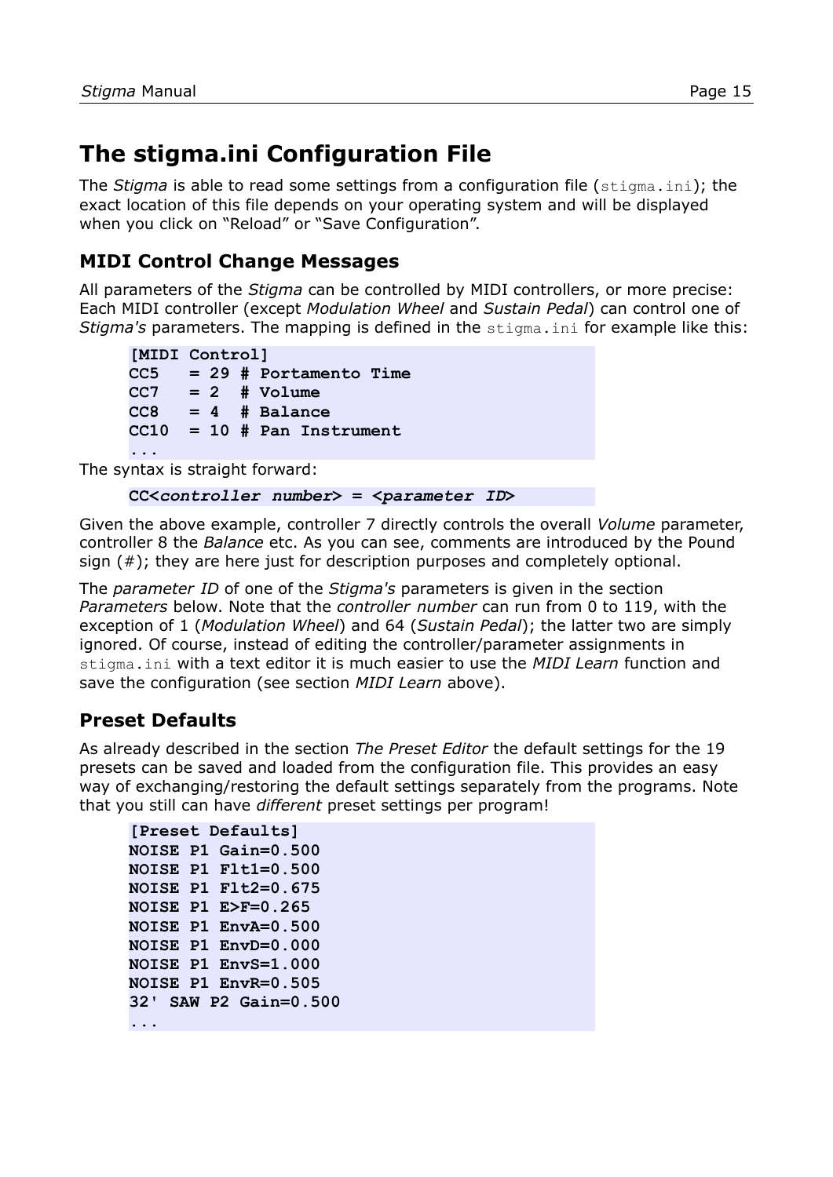# The stigma.ini Configuration File

The *Stigma* is able to read some settings from a configuration file (`stigma.ini`); the exact location of this file depends on your operating system and will be displayed when you click on "Reload" or "Save Configuration".

## MIDI Control Change Messages

All parameters of the *Stigma* can be controlled by MIDI controllers, or more precise: Each MIDI controller (except *Modulation Wheel* and *Sustain Pedal*) can control one of *Stigma's* parameters. The mapping is defined in the `stigma.ini` for example like this:

```
[MIDI Control]
CC5   = 29 # Portamento Time
CC7   = 2  # Volume
CC8   = 4  # Balance
CC10  = 10 # Pan Instrument
...
```

The syntax is straight forward:

```
CC<controller number> = <parameter ID>
```

Given the above example, controller 7 directly controls the overall *Volume* parameter, controller 8 the *Balance* etc. As you can see, comments are introduced by the Pound sign (#); they are here just for description purposes and completely optional.

The *parameter ID* of one of the *Stigma's* parameters is given in the section *Parameters* below. Note that the *controller number* can run from 0 to 119, with the exception of 1 (*Modulation Wheel*) and 64 (*Sustain Pedal*); the latter two are simply ignored. Of course, instead of editing the controller/parameter assignments in `stigma.ini` with a text editor it is much easier to use the *MIDI Learn* function and save the configuration (see section *MIDI Learn* above).

## Preset Defaults

As already described in the section *The Preset Editor* the default settings for the 19 presets can be saved and loaded from the configuration file. This provides an easy way of exchanging/restoring the default settings separately from the programs. Note that you still can have *different* preset settings per program!

```
[Preset Defaults]
NOISE P1 Gain=0.500
NOISE P1 Flt1=0.500
NOISE P1 Flt2=0.675
NOISE P1 E>F=0.265
NOISE P1 EnvA=0.500
NOISE P1 EnvD=0.000
NOISE P1 EnvS=1.000
NOISE P1 EnvR=0.505
32' SAW P2 Gain=0.500
...
```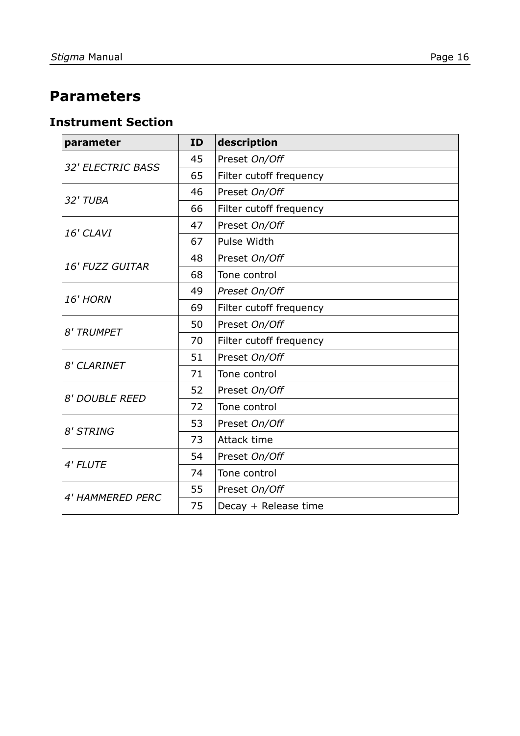# Parameters

## Instrument Section

| parameter | ID | description |
|---|---|---|
| *32' ELECTRIC BASS* | 45 | Preset *On/Off* |
| | 65 | Filter cutoff frequency |
| *32' TUBA* | 46 | Preset *On/Off* |
| | 66 | Filter cutoff frequency |
| *16' CLAVI* | 47 | Preset *On/Off* |
| | 67 | Pulse Width |
| *16' FUZZ GUITAR* | 48 | Preset *On/Off* |
| | 68 | Tone control |
| *16' HORN* | 49 | *Preset On/Off* |
| | 69 | Filter cutoff frequency |
| *8' TRUMPET* | 50 | Preset *On/Off* |
| | 70 | Filter cutoff frequency |
| *8' CLARINET* | 51 | Preset *On/Off* |
| | 71 | Tone control |
| *8' DOUBLE REED* | 52 | Preset *On/Off* |
| | 72 | Tone control |
| *8' STRING* | 53 | Preset *On/Off* |
| | 73 | Attack time |
| *4' FLUTE* | 54 | Preset *On/Off* |
| | 74 | Tone control |
| *4' HAMMERED PERC* | 55 | Preset *On/Off* |
| | 75 | Decay + Release time |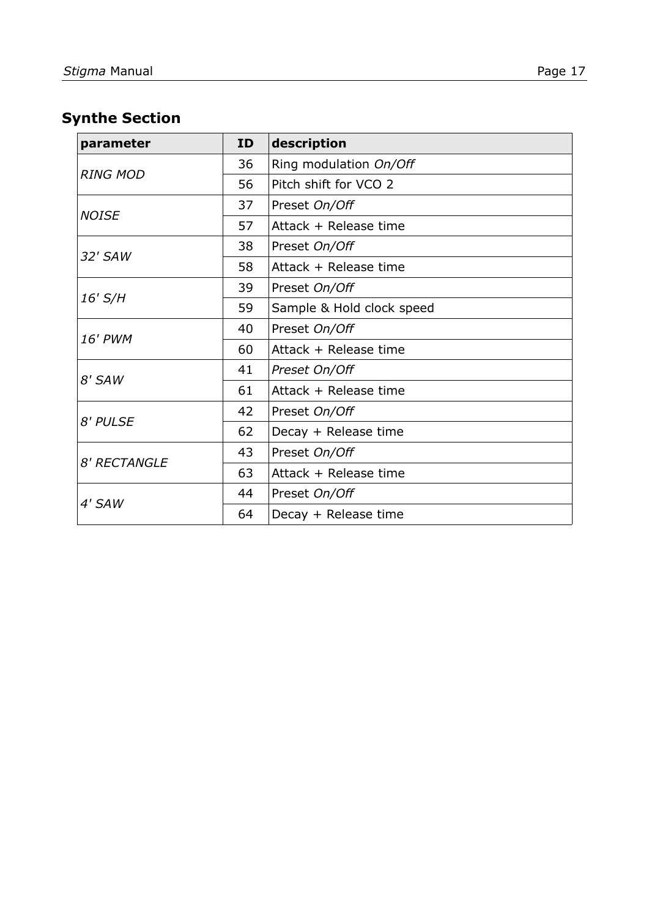## Synthe Section

| parameter | ID | description |
|---|---|---|
| *RING MOD* | 36 | Ring modulation *On/Off* |
| | 56 | Pitch shift for VCO 2 |
| *NOISE* | 37 | Preset *On/Off* |
| | 57 | Attack + Release time |
| *32' SAW* | 38 | Preset *On/Off* |
| | 58 | Attack + Release time |
| *16' S/H* | 39 | Preset *On/Off* |
| | 59 | Sample & Hold clock speed |
| *16' PWM* | 40 | Preset *On/Off* |
| | 60 | Attack + Release time |
| *8' SAW* | 41 | *Preset On/Off* |
| | 61 | Attack + Release time |
| *8' PULSE* | 42 | Preset *On/Off* |
| | 62 | Decay + Release time |
| *8' RECTANGLE* | 43 | Preset *On/Off* |
| | 63 | Attack + Release time |
| *4' SAW* | 44 | Preset *On/Off* |
| | 64 | Decay + Release time |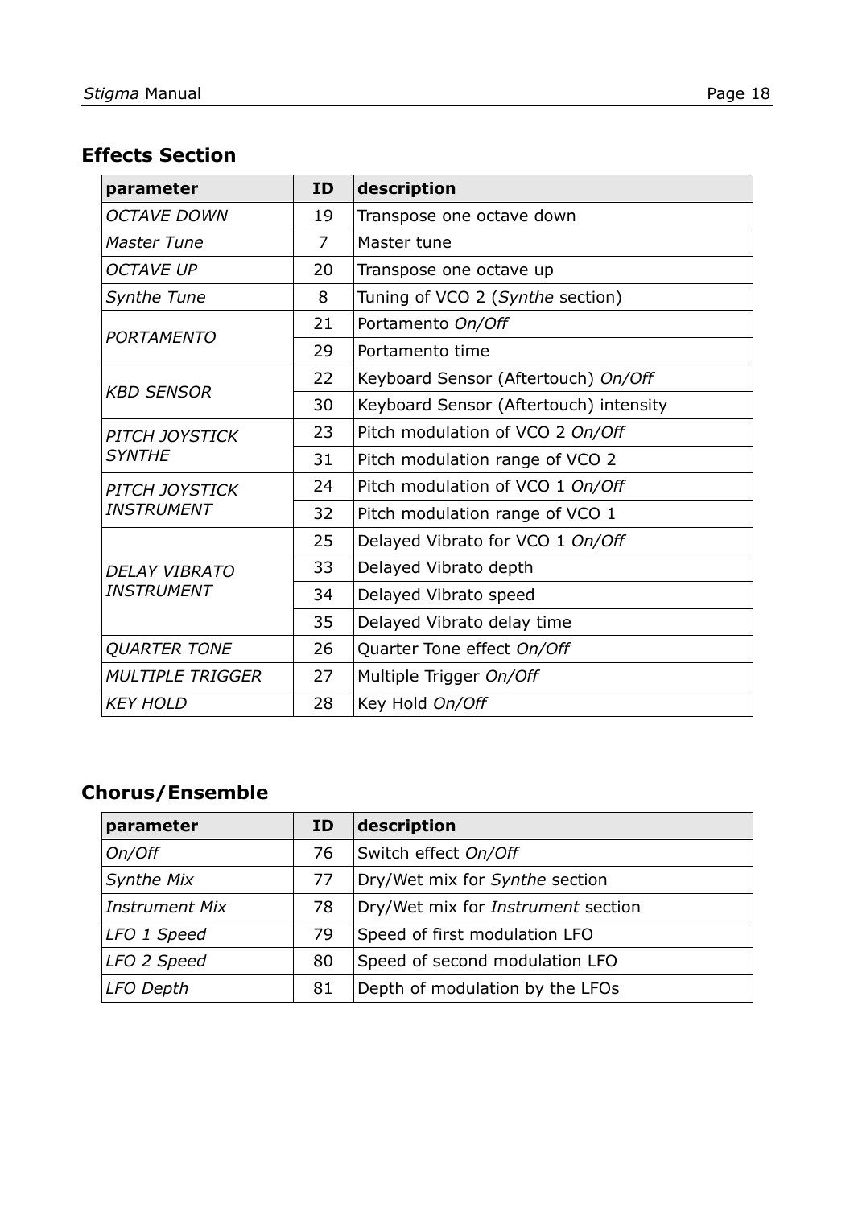## Effects Section

| parameter | ID | description |
|---|---|---|
| *OCTAVE DOWN* | 19 | Transpose one octave down |
| *Master Tune* | 7 | Master tune |
| *OCTAVE UP* | 20 | Transpose one octave up |
| *Synthe Tune* | 8 | Tuning of VCO 2 (*Synthe* section) |
| *PORTAMENTO* | 21 | Portamento *On/Off* |
| | 29 | Portamento time |
| *KBD SENSOR* | 22 | Keyboard Sensor (Aftertouch) *On/Off* |
| | 30 | Keyboard Sensor (Aftertouch) intensity |
| *PITCH JOYSTICK SYNTHE* | 23 | Pitch modulation of VCO 2 *On/Off* |
| | 31 | Pitch modulation range of VCO 2 |
| *PITCH JOYSTICK INSTRUMENT* | 24 | Pitch modulation of VCO 1 *On/Off* |
| | 32 | Pitch modulation range of VCO 1 |
| *DELAY VIBRATO INSTRUMENT* | 25 | Delayed Vibrato for VCO 1 *On/Off* |
| | 33 | Delayed Vibrato depth |
| | 34 | Delayed Vibrato speed |
| | 35 | Delayed Vibrato delay time |
| *QUARTER TONE* | 26 | Quarter Tone effect *On/Off* |
| *MULTIPLE TRIGGER* | 27 | Multiple Trigger *On/Off* |
| *KEY HOLD* | 28 | Key Hold *On/Off* |

## Chorus/Ensemble

| parameter | ID | description |
|---|---|---|
| *On/Off* | 76 | Switch effect *On/Off* |
| *Synthe Mix* | 77 | Dry/Wet mix for *Synthe* section |
| *Instrument Mix* | 78 | Dry/Wet mix for *Instrument* section |
| *LFO 1 Speed* | 79 | Speed of first modulation LFO |
| *LFO 2 Speed* | 80 | Speed of second modulation LFO |
| *LFO Depth* | 81 | Depth of modulation by the LFOs |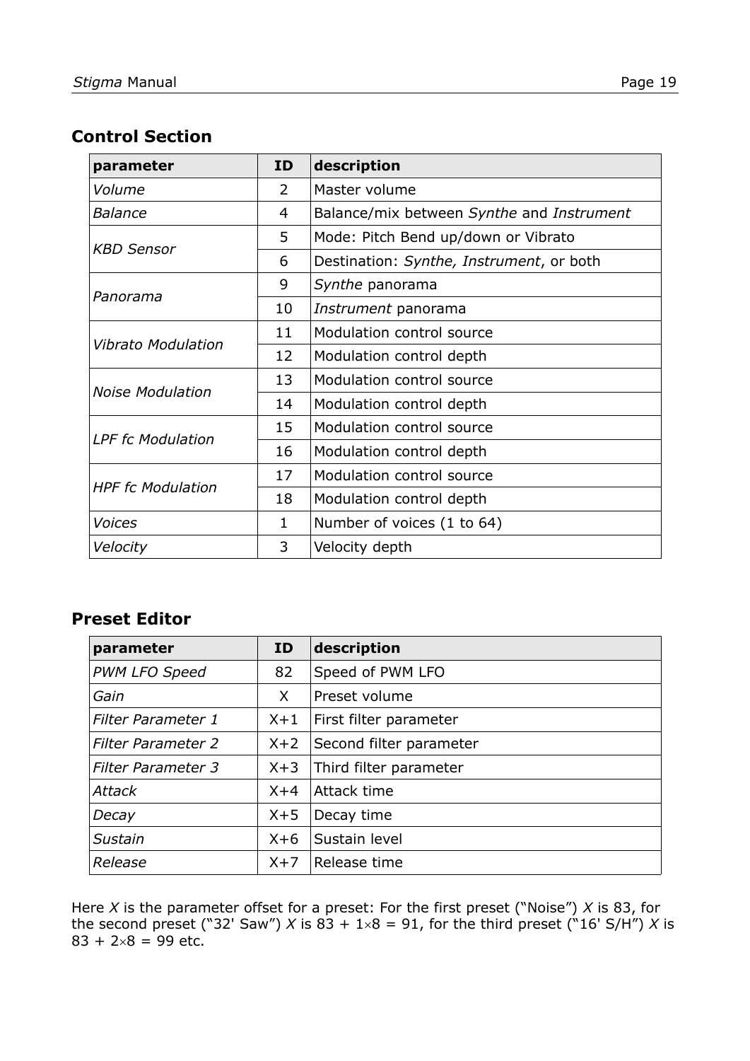## Control Section

| parameter | ID | description |
|---|---|---|
| *Volume* | 2 | Master volume |
| *Balance* | 4 | Balance/mix between *Synthe* and *Instrument* |
| *KBD Sensor* | 5 | Mode: Pitch Bend up/down or Vibrato |
| | 6 | Destination: *Synthe, Instrument*, or both |
| *Panorama* | 9 | *Synthe* panorama |
| | 10 | *Instrument* panorama |
| *Vibrato Modulation* | 11 | Modulation control source |
| | 12 | Modulation control depth |
| *Noise Modulation* | 13 | Modulation control source |
| | 14 | Modulation control depth |
| *LPF fc Modulation* | 15 | Modulation control source |
| | 16 | Modulation control depth |
| *HPF fc Modulation* | 17 | Modulation control source |
| | 18 | Modulation control depth |
| *Voices* | 1 | Number of voices (1 to 64) |
| *Velocity* | 3 | Velocity depth |

## Preset Editor

| parameter | ID | description |
|---|---|---|
| *PWM LFO Speed* | 82 | Speed of PWM LFO |
| *Gain* | X | Preset volume |
| *Filter Parameter 1* | X+1 | First filter parameter |
| *Filter Parameter 2* | X+2 | Second filter parameter |
| *Filter Parameter 3* | X+3 | Third filter parameter |
| *Attack* | X+4 | Attack time |
| *Decay* | X+5 | Decay time |
| *Sustain* | X+6 | Sustain level |
| *Release* | X+7 | Release time |

Here $X$ is the parameter offset for a preset: For the first preset ("Noise") $X$ is 83, for the second preset ("32' Saw") $X$ is $83 + 1 \times 8 = 91$, for the third preset ("16' S/H") $X$ is $83 + 2 \times 8 = 99$ etc.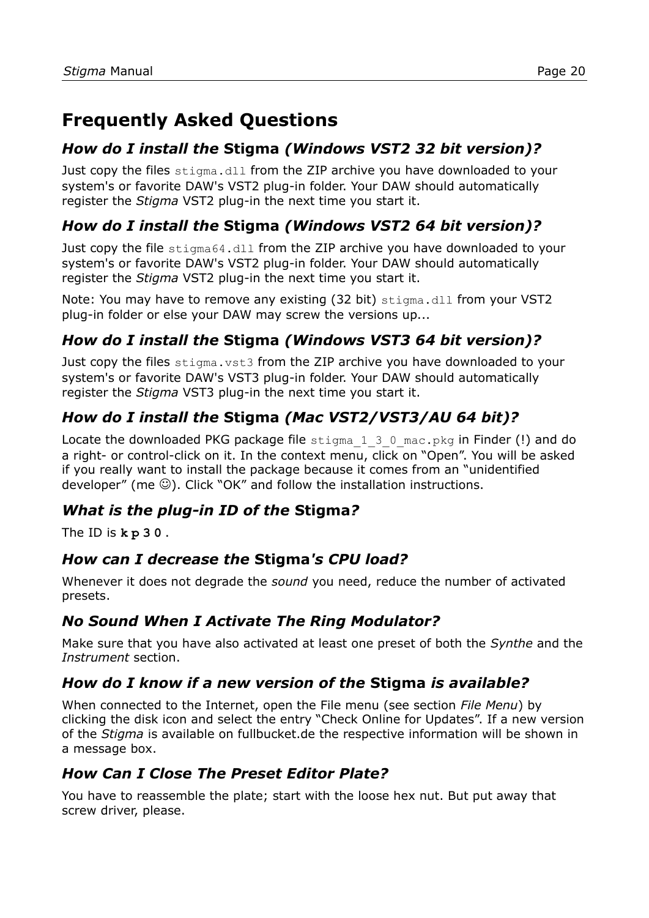# Frequently Asked Questions

## *How do I install the* Stigma *(Windows VST2 32 bit version)?*

Just copy the files `stigma.dll` from the ZIP archive you have downloaded to your system's or favorite DAW's VST2 plug-in folder. Your DAW should automatically register the *Stigma* VST2 plug-in the next time you start it.

## *How do I install the* Stigma *(Windows VST2 64 bit version)?*

Just copy the file `stigma64.dll` from the ZIP archive you have downloaded to your system's or favorite DAW's VST2 plug-in folder. Your DAW should automatically register the *Stigma* VST2 plug-in the next time you start it.

Note: You may have to remove any existing (32 bit) `stigma.dll` from your VST2 plug-in folder or else your DAW may screw the versions up...

## *How do I install the* Stigma *(Windows VST3 64 bit version)?*

Just copy the files `stigma.vst3` from the ZIP archive you have downloaded to your system's or favorite DAW's VST3 plug-in folder. Your DAW should automatically register the *Stigma* VST3 plug-in the next time you start it.

## *How do I install the* Stigma *(Mac VST2/VST3/AU 64 bit)?*

Locate the downloaded PKG package file `stigma_1_3_0_mac.pkg` in Finder (!) and do a right- or control-click on it. In the context menu, click on "Open". You will be asked if you really want to install the package because it comes from an "unidentified developer" (me ☺). Click "OK" and follow the installation instructions.

## *What is the plug-in ID of the* Stigma*?*

The ID is **kp30**.

## *How can I decrease the* Stigma*'s CPU load?*

Whenever it does not degrade the *sound* you need, reduce the number of activated presets.

## *No Sound When I Activate The Ring Modulator?*

Make sure that you have also activated at least one preset of both the *Synthe* and the *Instrument* section.

## *How do I know if a new version of the* Stigma *is available?*

When connected to the Internet, open the File menu (see section *File Menu*) by clicking the disk icon and select the entry "Check Online for Updates". If a new version of the *Stigma* is available on fullbucket.de the respective information will be shown in a message box.

## *How Can I Close The Preset Editor Plate?*

You have to reassemble the plate; start with the loose hex nut. But put away that screw driver, please.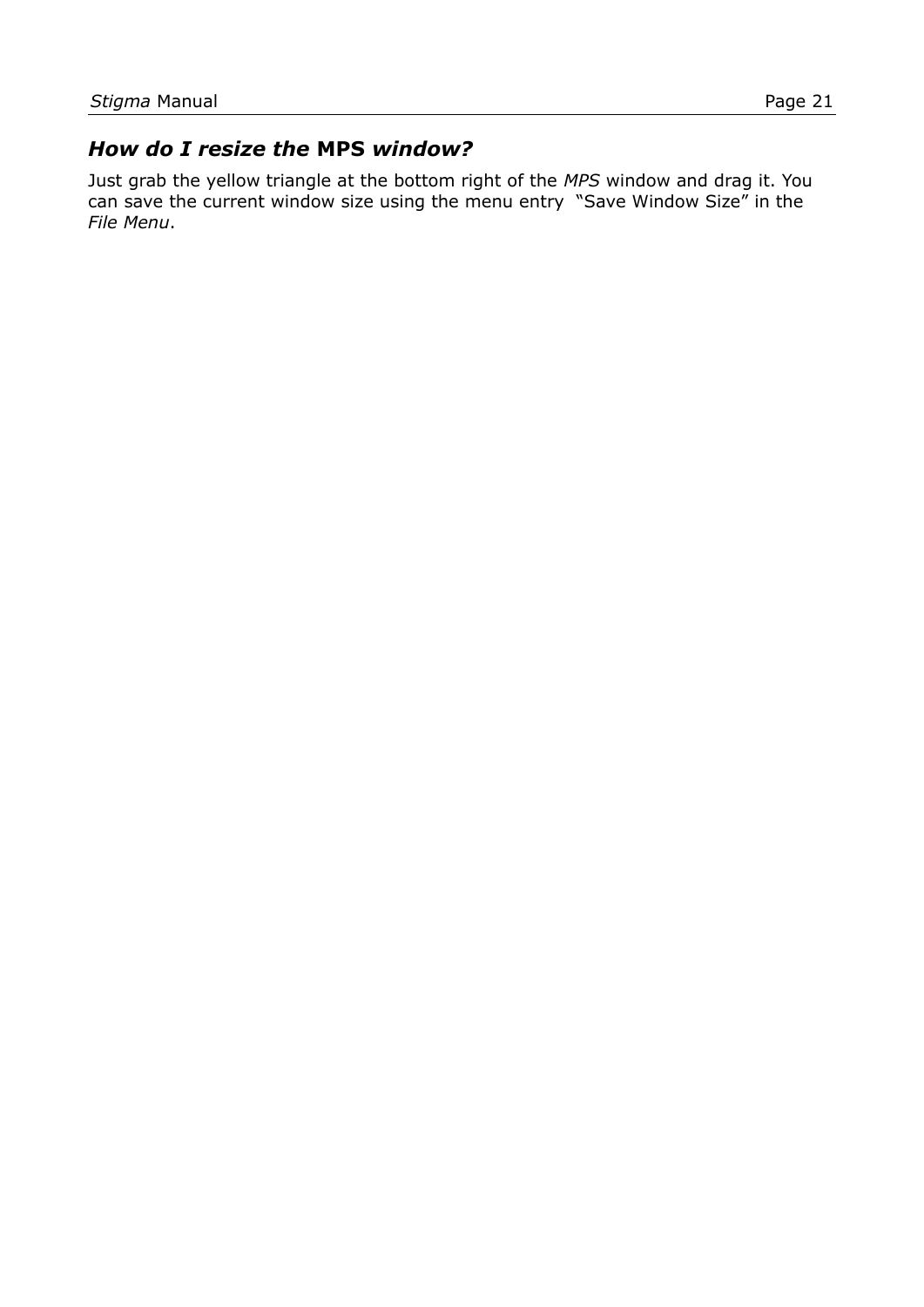## *How do I resize the* **MPS** *window?*

Just grab the yellow triangle at the bottom right of the *MPS* window and drag it. You can save the current window size using the menu entry "Save Window Size" in the *File Menu*.